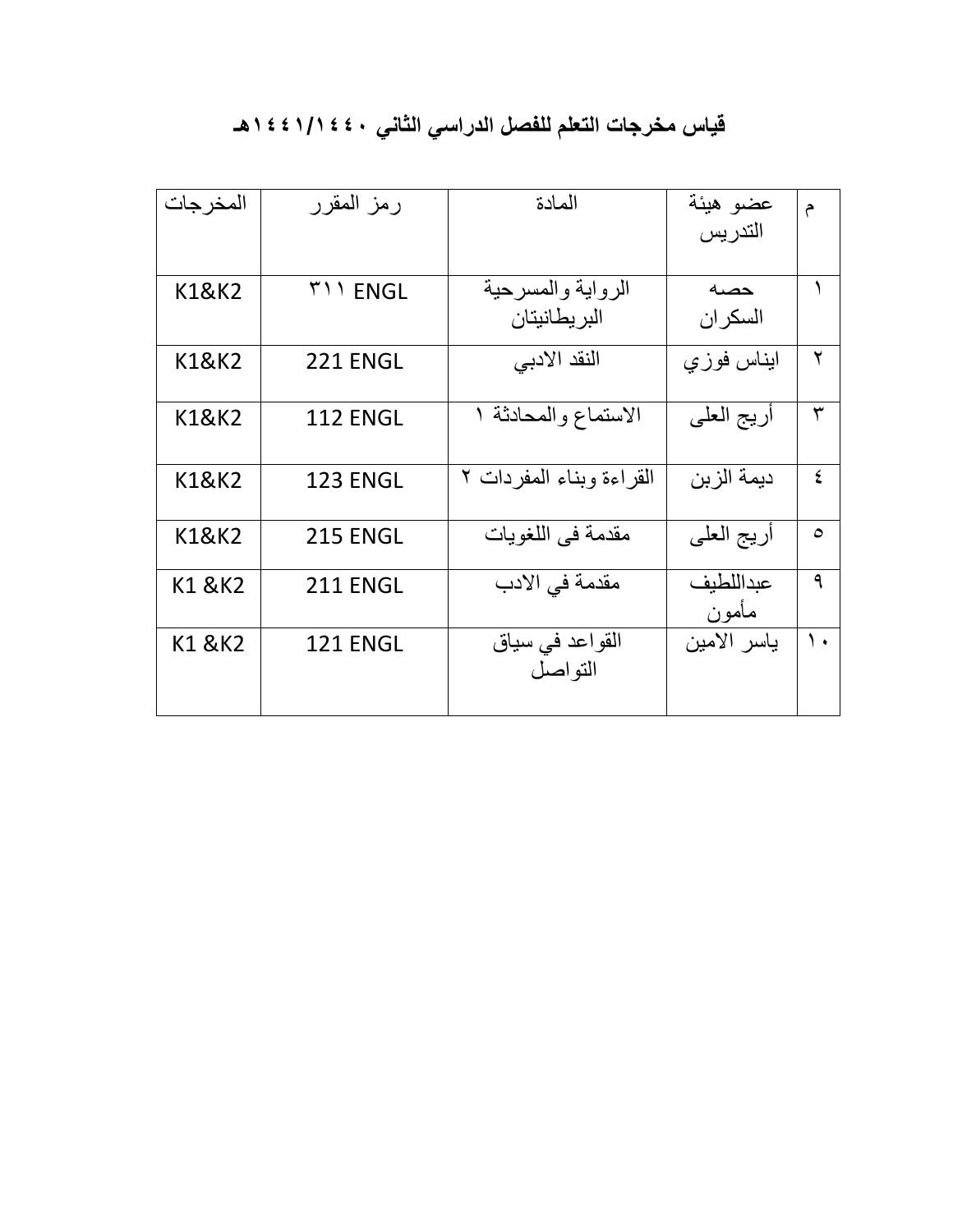# قياس مخرجات التعلم للفصل الدراسي الثاني ١٤٤٠/١٤٤١هـ

| م | عضو هيئة التدريس | المادة | رمز المقرر | المخرجات |
|---|---|---|---|---|
| ١ | حصه السكران | الرواية والمسرحية البريطانيتان | ٣١١ ENGL | K1&K2 |
| ٢ | ايناس فوزي | النقد الادبي | 221 ENGL | K1&K2 |
| ٣ | أريج العلى | الاستماع والمحادثة ١ | 112 ENGL | K1&K2 |
| ٤ | ديمة الزبن | القراءة وبناء المفردات ٢ | 123 ENGL | K1&K2 |
| ٥ | أريج العلى | مقدمة فى اللغويات | 215 ENGL | K1&K2 |
| ٩ | عبداللطيف مأمون | مقدمة في الادب | 211 ENGL | K1 &K2 |
| ١٠ | ياسر الامين | القواعد في سياق التواصل | 121 ENGL | K1 &K2 |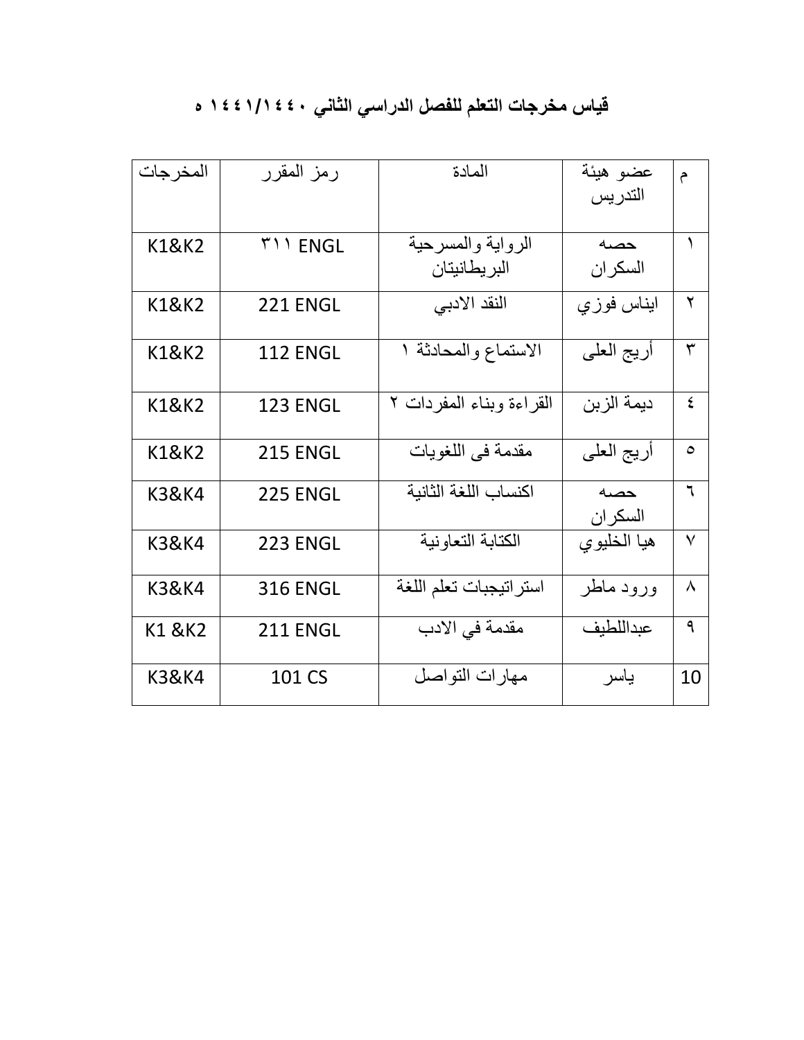# قياس مخرجات التعلم للفصل الدراسي الثاني ١٤٤٠/١٤٤١ ه

| م | عضو هيئة التدريس | المادة | رمز المقرر | المخرجات |
|---|---|---|---|---|
| ١ | حصه السكران | الرواية والمسرحية البريطانيتان | ٣١١ ENGL | K1&K2 |
| ٢ | ايناس فوزي | النقد الادبي | 221 ENGL | K1&K2 |
| ٣ | أريج العلى | الاستماع والمحادثة ١ | 112 ENGL | K1&K2 |
| ٤ | ديمة الزبن | القراءة وبناء المفردات ٢ | 123 ENGL | K1&K2 |
| ٥ | أريج العلى | مقدمة فى اللغويات | 215 ENGL | K1&K2 |
| ٦ | حصه السكران | اكنساب اللغة الثانية | 225 ENGL | K3&K4 |
| ٧ | هيا الخليوي | الكتابة التعاونية | 223 ENGL | K3&K4 |
| ٨ | ورود ماطر | استراتيجبات تعلم اللغة | 316 ENGL | K3&K4 |
| ٩ | عبداللطيف | مقدمة في الادب | 211 ENGL | K1 &K2 |
| 10 | ياسر | مهارات التواصل | 101 CS | K3&K4 |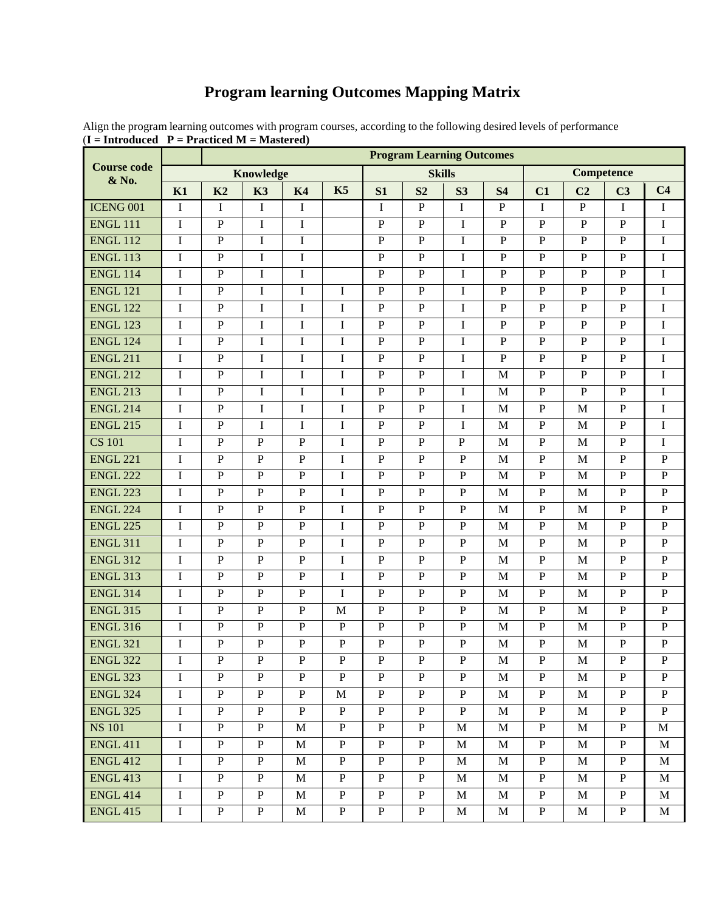# Program learning Outcomes Mapping Matrix

Align the program learning outcomes with program courses, according to the following desired levels of performance (**I = Introduced P = Practiced M = Mastered)**

| Course code & No. | Program Learning Outcomes | | | | | | | | | | | | |
|---|---|---|---|---|---|---|---|---|---|---|---|---|---|
| | Knowledge | | | | | Skills | | | | Competence | | | |
| | K1 | K2 | K3 | K4 | K5 | S1 | S2 | S3 | S4 | C1 | C2 | C3 | C4 |
| ICENG 001 | I | I | I | I | | I | P | I | P | I | P | I | I |
| ENGL 111 | I | P | I | I | | P | P | I | P | P | P | P | I |
| ENGL 112 | I | P | I | I | | P | P | I | P | P | P | P | I |
| ENGL 113 | I | P | I | I | | P | P | I | P | P | P | P | I |
| ENGL 114 | I | P | I | I | | P | P | I | P | P | P | P | I |
| ENGL 121 | I | P | I | I | I | P | P | I | P | P | P | P | I |
| ENGL 122 | I | P | I | I | I | P | P | I | P | P | P | P | I |
| ENGL 123 | I | P | I | I | I | P | P | I | P | P | P | P | I |
| ENGL 124 | I | P | I | I | I | P | P | I | P | P | P | P | I |
| ENGL 211 | I | P | I | I | I | P | P | I | P | P | P | P | I |
| ENGL 212 | I | P | I | I | I | P | P | I | M | P | P | P | I |
| ENGL 213 | I | P | I | I | I | P | P | I | M | P | P | P | I |
| ENGL 214 | I | P | I | I | I | P | P | I | M | P | M | P | I |
| ENGL 215 | I | P | I | I | I | P | P | I | M | P | M | P | I |
| CS 101 | I | P | P | P | I | P | P | P | M | P | M | P | I |
| ENGL 221 | I | P | P | P | I | P | P | P | M | P | M | P | P |
| ENGL 222 | I | P | P | P | I | P | P | P | M | P | M | P | P |
| ENGL 223 | I | P | P | P | I | P | P | P | M | P | M | P | P |
| ENGL 224 | I | P | P | P | I | P | P | P | M | P | M | P | P |
| ENGL 225 | I | P | P | P | I | P | P | P | M | P | M | P | P |
| ENGL 311 | I | P | P | P | I | P | P | P | M | P | M | P | P |
| ENGL 312 | I | P | P | P | I | P | P | P | M | P | M | P | P |
| ENGL 313 | I | P | P | P | I | P | P | P | M | P | M | P | P |
| ENGL 314 | I | P | P | P | I | P | P | P | M | P | M | P | P |
| ENGL 315 | I | P | P | P | M | P | P | P | M | P | M | P | P |
| ENGL 316 | I | P | P | P | P | P | P | P | M | P | M | P | P |
| ENGL 321 | I | P | P | P | P | P | P | P | M | P | M | P | P |
| ENGL 322 | I | P | P | P | P | P | P | P | M | P | M | P | P |
| ENGL 323 | I | P | P | P | P | P | P | P | M | P | M | P | P |
| ENGL 324 | I | P | P | P | M | P | P | P | M | P | M | P | P |
| ENGL 325 | I | P | P | P | P | P | P | P | M | P | M | P | P |
| NS 101 | I | P | P | M | P | P | P | M | M | P | M | P | M |
| ENGL 411 | I | P | P | M | P | P | P | M | M | P | M | P | M |
| ENGL 412 | I | P | P | M | P | P | P | M | M | P | M | P | M |
| ENGL 413 | I | P | P | M | P | P | P | M | M | P | M | P | M |
| ENGL 414 | I | P | P | M | P | P | P | M | M | P | M | P | M |
| ENGL 415 | I | P | P | M | P | P | P | M | M | P | M | P | M |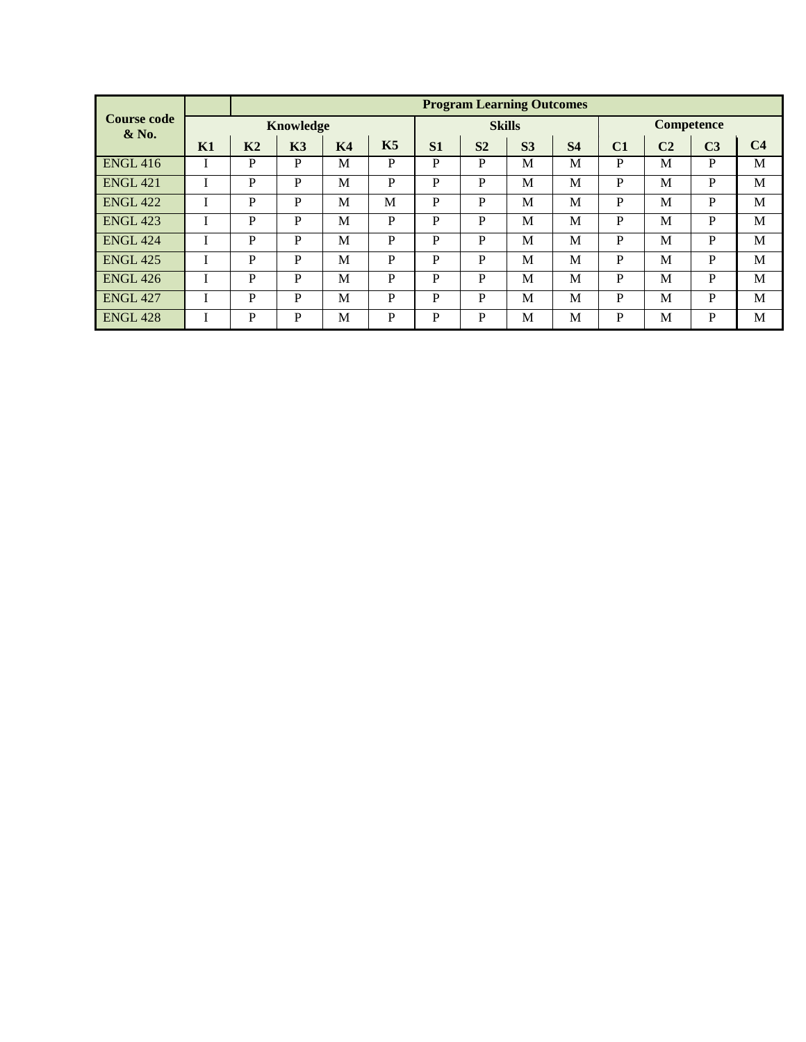| Course code & No. | Program Learning Outcomes | | | | | | | | | | | | |
|---|---|---|---|---|---|---|---|---|---|---|---|---|---|
| | Knowledge | | | | | Skills | | | | Competence | | | |
| | K1 | K2 | K3 | K4 | K5 | S1 | S2 | S3 | S4 | C1 | C2 | C3 | C4 |
| ENGL 416 | I | P | P | M | P | P | P | M | M | P | M | P | M |
| ENGL 421 | I | P | P | M | P | P | P | M | M | P | M | P | M |
| ENGL 422 | I | P | P | M | M | P | P | M | M | P | M | P | M |
| ENGL 423 | I | P | P | M | P | P | P | M | M | P | M | P | M |
| ENGL 424 | I | P | P | M | P | P | P | M | M | P | M | P | M |
| ENGL 425 | I | P | P | M | P | P | P | M | M | P | M | P | M |
| ENGL 426 | I | P | P | M | P | P | P | M | M | P | M | P | M |
| ENGL 427 | I | P | P | M | P | P | P | M | M | P | M | P | M |
| ENGL 428 | I | P | P | M | P | P | P | M | M | P | M | P | M |